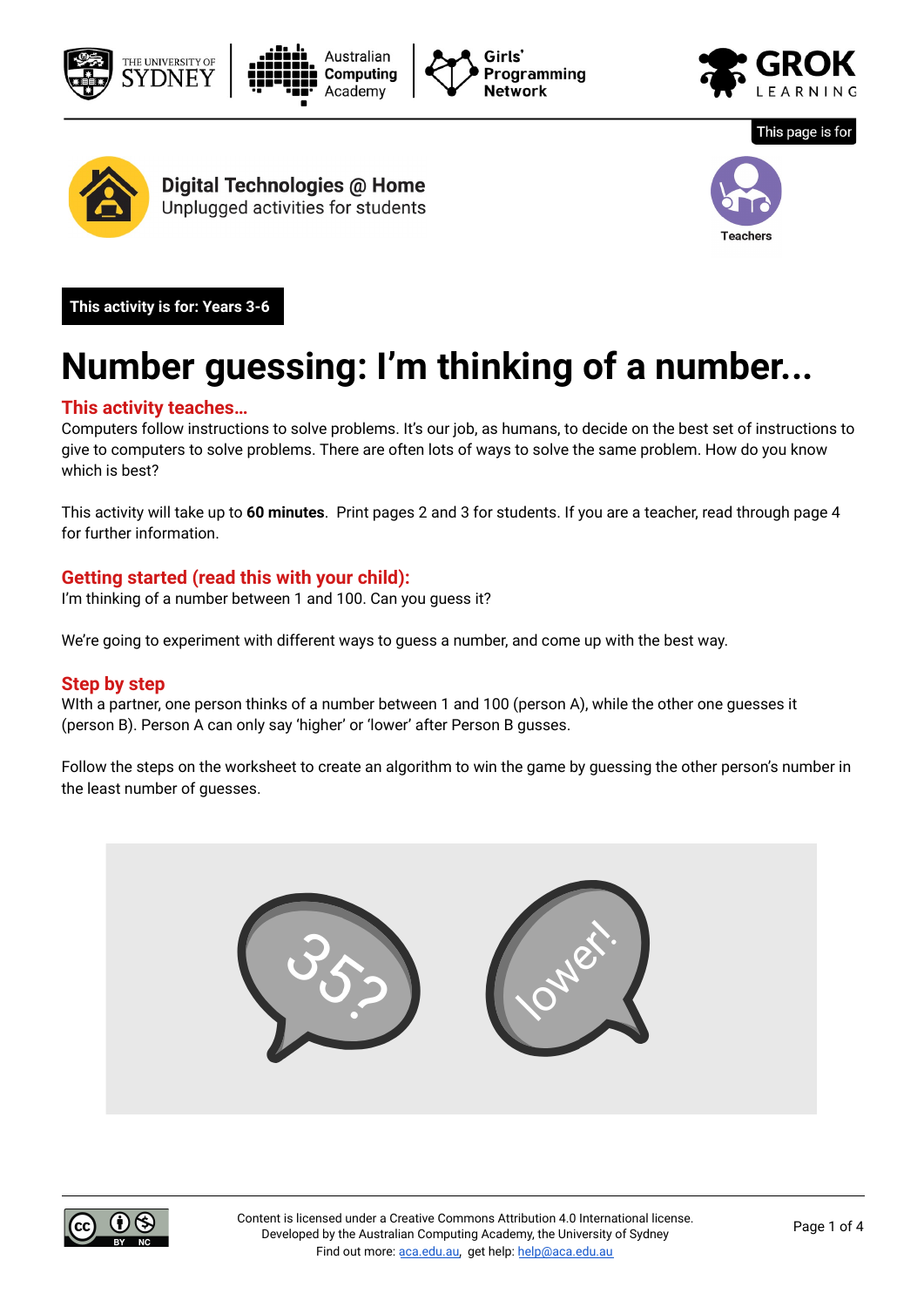This page is for

Teachers

## Digital Technologies @ Home

Unplugged activities for students

**This activity is for: Years 3-6**

# Number guessing: I'm thinking of a number...

### This activity teaches…

Computers follow instructions to solve problems. It's our job, as humans, to decide on the best set of instructions to give to computers to solve problems. There are often lots of ways to solve the same problem. How do you know which is best?

This activity will take up to **60 minutes**. Print pages 2 and 3 for students. If you are a teacher, read through page 4 for further information.

### Getting started (read this with your child):

I'm thinking of a number between 1 and 100. Can you guess it?

We're going to experiment with different ways to guess a number, and come up with the best way.

### Step by step

WIth a partner, one person thinks of a number between 1 and 100 (person A), while the other one guesses it (person B). Person A can only say 'higher' or 'lower' after Person B gusses.

Follow the steps on the worksheet to create an algorithm to win the game by guessing the other person's number in the least number of guesses.

35?

lower!

Content is licensed under a Creative Commons Attribution 4.0 International license.
Developed by the Australian Computing Academy, the University of Sydney
Find out more: aca.edu.au, get help: help@aca.edu.au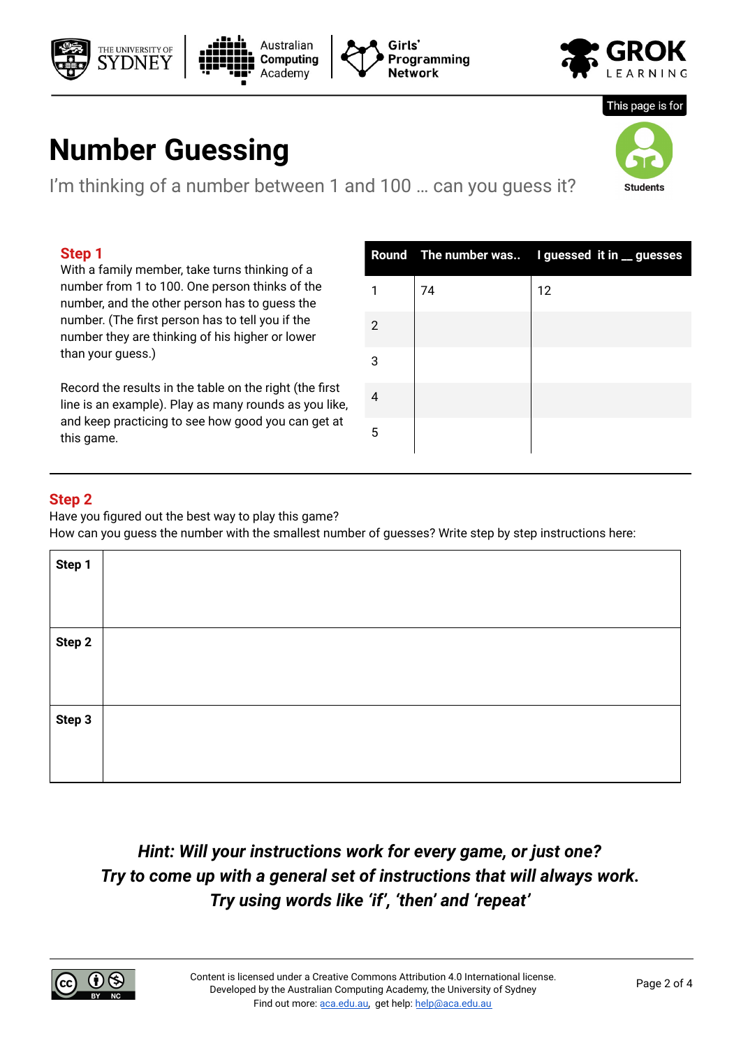This page is for

Students

# Number Guessing

I'm thinking of a number between 1 and 100 … can you guess it?

## Step 1

With a family member, take turns thinking of a number from 1 to 100. One person thinks of the number, and the other person has to guess the number. (The first person has to tell you if the number they are thinking of his higher or lower than your guess.)

Record the results in the table on the right (the first line is an example). Play as many rounds as you like, and keep practicing to see how good you can get at this game.

| Round | The number was.. | I guessed it in __ guesses |
|---|---|---|
| 1 | 74 | 12 |
| 2 | | |
| 3 | | |
| 4 | | |
| 5 | | |

## Step 2

Have you figured out the best way to play this game?
How can you guess the number with the smallest number of guesses? Write step by step instructions here:

| | |
|---|---|
| **Step 1** | |
| **Step 2** | |
| **Step 3** | |

***Hint: Will your instructions work for every game, or just one?***
***Try to come up with a general set of instructions that will always work.***
***Try using words like 'if', 'then' and 'repeat'***

Content is licensed under a Creative Commons Attribution 4.0 International license.
Developed by the Australian Computing Academy, the University of Sydney
Find out more: aca.edu.au, get help: help@aca.edu.au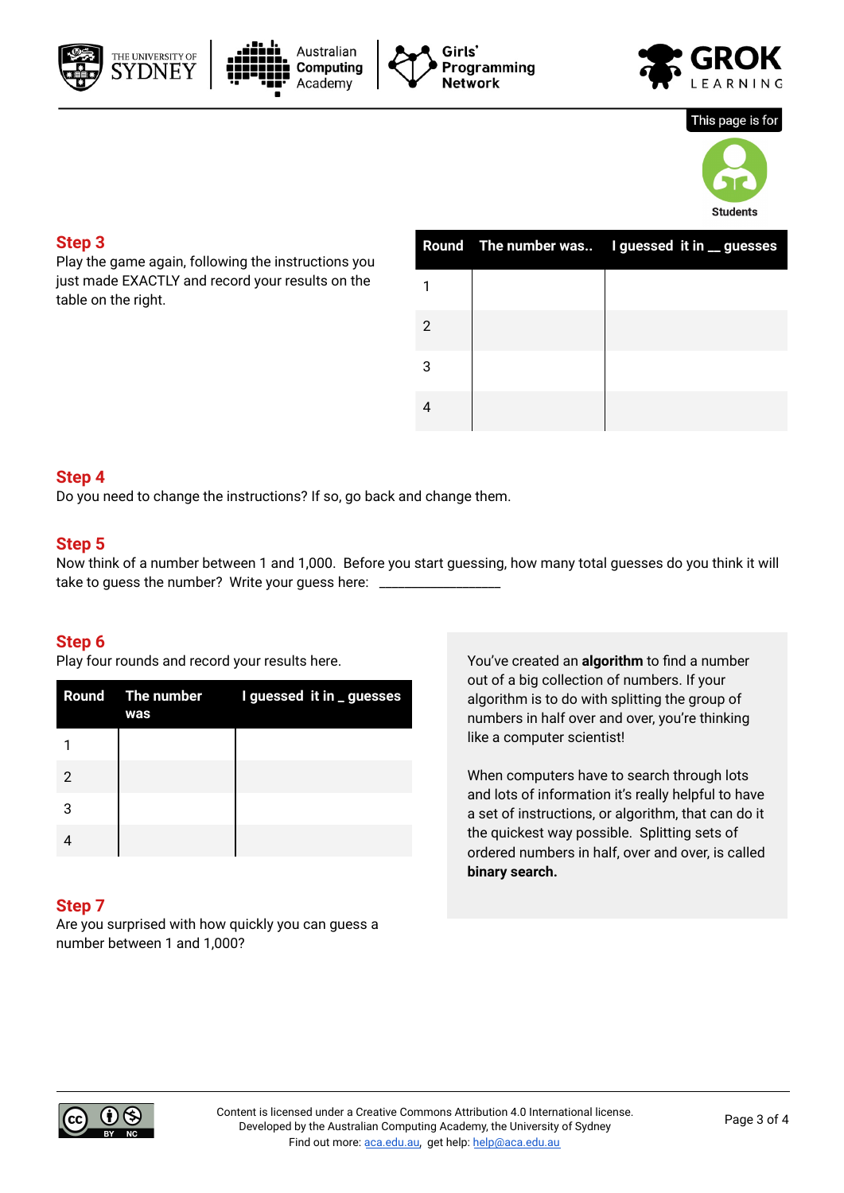This page is for

Students

## Step 3

Play the game again, following the instructions you just made EXACTLY and record your results on the table on the right.

| Round | The number was.. | I guessed it in __ guesses |
| --- | --- | --- |
| 1 | | |
| 2 | | |
| 3 | | |
| 4 | | |

## Step 4

Do you need to change the instructions? If so, go back and change them.

## Step 5

Now think of a number between 1 and 1,000. Before you start guessing, how many total guesses do you think it will take to guess the number? Write your guess here: ________________

## Step 6

Play four rounds and record your results here.

| Round | The number was | I guessed it in _ guesses |
| --- | --- | --- |
| 1 | | |
| 2 | | |
| 3 | | |
| 4 | | |

You've created an **algorithm** to find a number out of a big collection of numbers. If your algorithm is to do with splitting the group of numbers in half over and over, you're thinking like a computer scientist!

When computers have to search through lots and lots of information it's really helpful to have a set of instructions, or algorithm, that can do it the quickest way possible. Splitting sets of ordered numbers in half, over and over, is called **binary search.**

## Step 7

Are you surprised with how quickly you can guess a number between 1 and 1,000?

Content is licensed under a Creative Commons Attribution 4.0 International license.
Developed by the Australian Computing Academy, the University of Sydney
Find out more: aca.edu.au, get help: help@aca.edu.au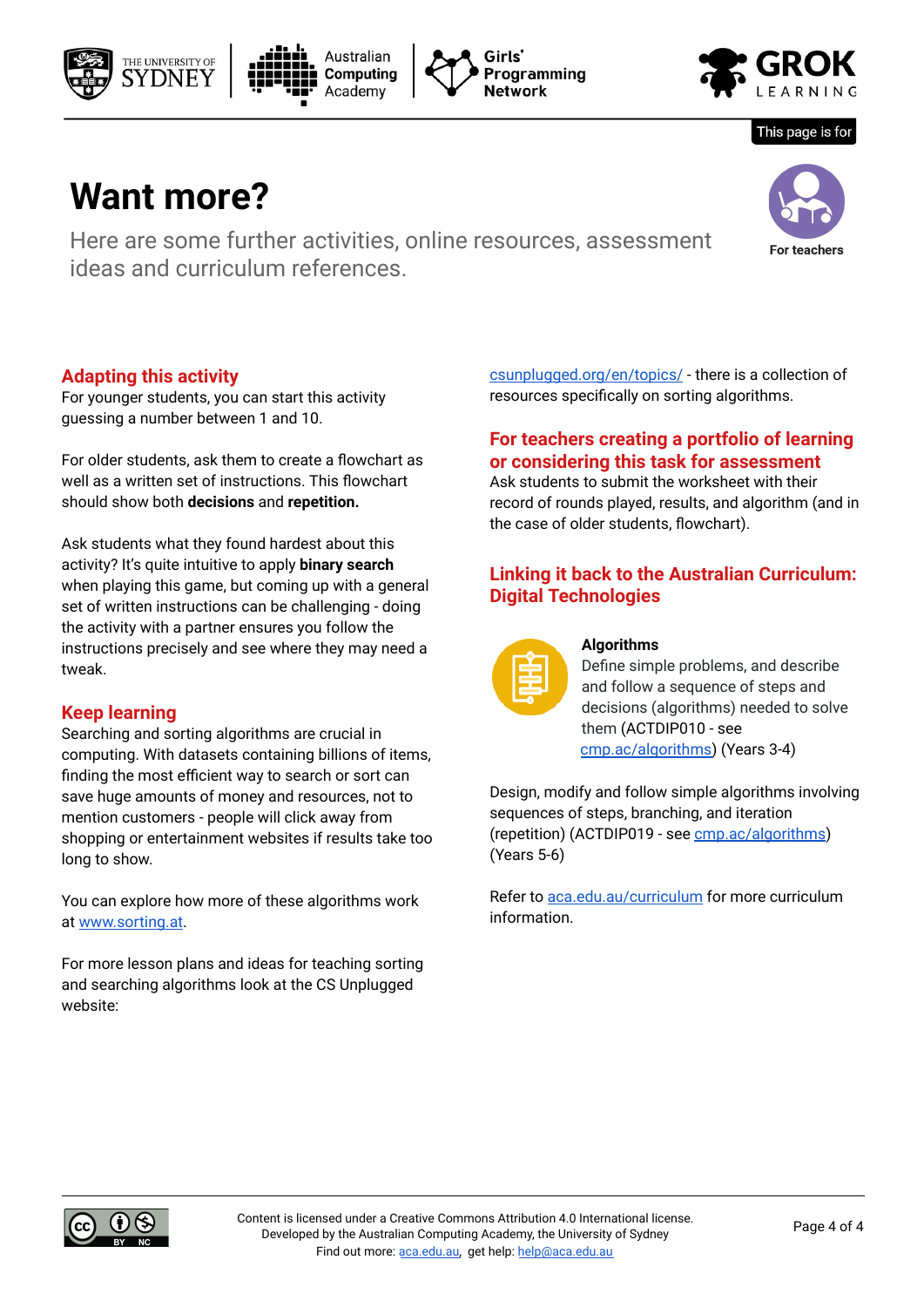This page is for

# Want more?

Here are some further activities, online resources, assessment ideas and curriculum references.

For teachers

## Adapting this activity

For younger students, you can start this activity guessing a number between 1 and 10.

For older students, ask them to create a flowchart as well as a written set of instructions. This flowchart should show both **decisions** and **repetition.**

Ask students what they found hardest about this activity? It's quite intuitive to apply **binary search** when playing this game, but coming up with a general set of written instructions can be challenging - doing the activity with a partner ensures you follow the instructions precisely and see where they may need a tweak.

## Keep learning

Searching and sorting algorithms are crucial in computing. With datasets containing billions of items, finding the most efficient way to search or sort can save huge amounts of money and resources, not to mention customers - people will click away from shopping or entertainment websites if results take too long to show.

You can explore how more of these algorithms work at [www.sorting.at](www.sorting.at).

For more lesson plans and ideas for teaching sorting and searching algorithms look at the CS Unplugged website:

[csunplugged.org/en/topics/](csunplugged.org/en/topics/) - there is a collection of resources specifically on sorting algorithms.

## For teachers creating a portfolio of learning or considering this task for assessment

Ask students to submit the worksheet with their record of rounds played, results, and algorithm (and in the case of older students, flowchart).

## Linking it back to the Australian Curriculum: Digital Technologies

**Algorithms**

Define simple problems, and describe and follow a sequence of steps and decisions (algorithms) needed to solve them (ACTDIP010 - see [cmp.ac/algorithms](cmp.ac/algorithms)) (Years 3-4)

Design, modify and follow simple algorithms involving sequences of steps, branching, and iteration (repetition) (ACTDIP019 - see [cmp.ac/algorithms](cmp.ac/algorithms)) (Years 5-6)

Refer to [aca.edu.au/curriculum](aca.edu.au/curriculum) for more curriculum information.

Content is licensed under a Creative Commons Attribution 4.0 International license.
Developed by the Australian Computing Academy, the University of Sydney
Find out more: [aca.edu.au](aca.edu.au), get help: [help@aca.edu.au](mailto:help@aca.edu.au)